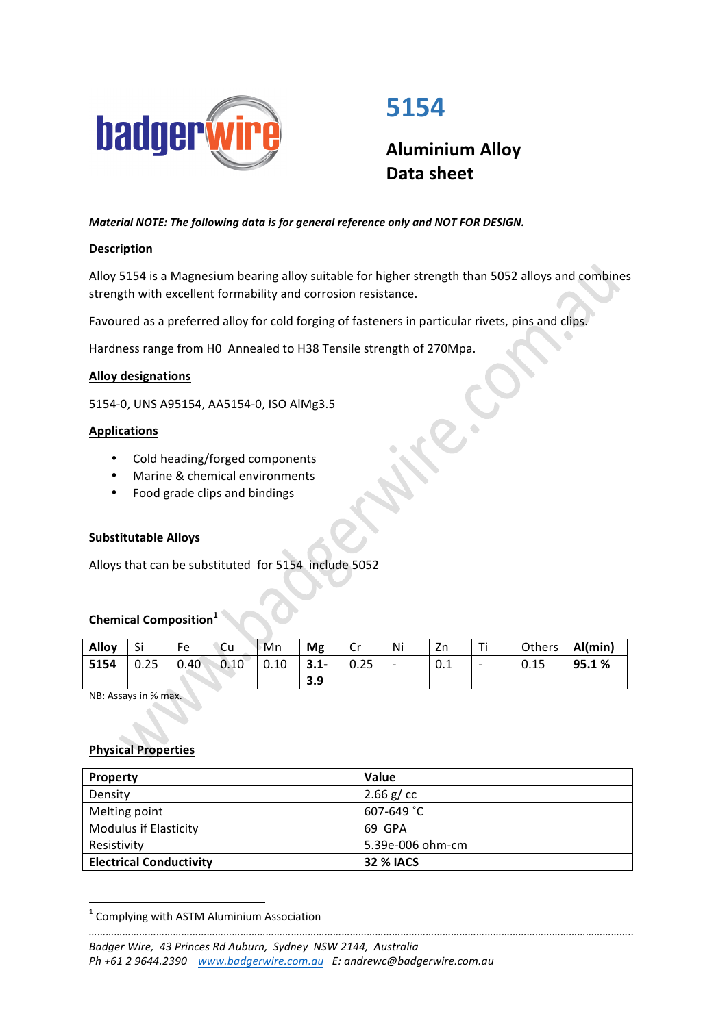badgerwire

# 5154

## Aluminium Alloy Data sheet

***Material NOTE: The following data is for general reference only and NOT FOR DESIGN.***

**Description**

Alloy 5154 is a Magnesium bearing alloy suitable for higher strength than 5052 alloys and combines strength with excellent formability and corrosion resistance.

Favoured as a preferred alloy for cold forging of fasteners in particular rivets, pins and clips.

Hardness range from H0 Annealed to H38 Tensile strength of 270Mpa.

**Alloy designations**

5154-0, UNS A95154, AA5154-0, ISO AlMg3.5

**Applications**

- Cold heading/forged components
- Marine & chemical environments
- Food grade clips and bindings

**Substitutable Alloys**

Alloys that can be substituted for 5154 include 5052

**Chemical Composition**[1]

| **Alloy** | Si | Fe | Cu | Mn | **Mg** | Cr | Ni | Zn | Ti | Others | **Al(min)** |
|---|---|---|---|---|---|---|---|---|---|---|---|
| **5154** | 0.25 | 0.40 | 0.10 | 0.10 | **3.1-3.9** | 0.25 | - | 0.1 | - | 0.15 | **95.1 %** |

NB: Assays in % max.

**Physical Properties**

| **Property** | **Value** |
|---|---|
| Density | 2.66 g/ cc |
| Melting point | 607-649 ˚C |
| Modulus if Elasticity | 69 GPA |
| Resistivity | 5.39e-006 ohm-cm |
| **Electrical Conductivity** | **32 % IACS** |

[1] Complying with ASTM Aluminium Association

*Badger Wire, 43 Princes Rd Auburn, Sydney NSW 2144, Australia*
*Ph +61 2 9644.2390 www.badgerwire.com.au E: andrewc@badgerwire.com.au*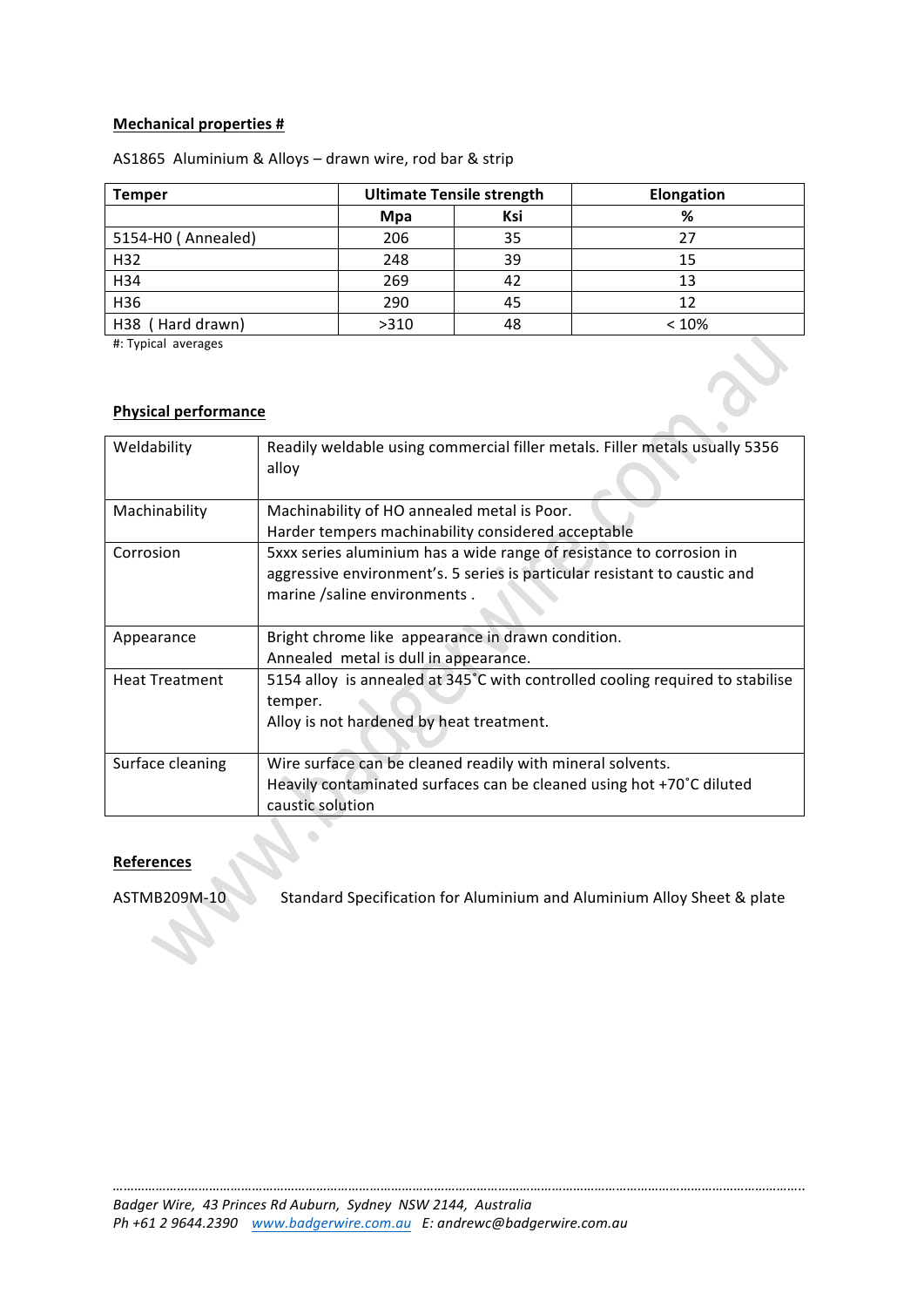**Mechanical properties #**

AS1865 Aluminium & Alloys – drawn wire, rod bar & strip

| Temper | Ultimate Tensile strength | | Elongation |
|---|---|---|---|
| | Mpa | Ksi | % |
| 5154-H0 ( Annealed) | 206 | 35 | 27 |
| H32 | 248 | 39 | 15 |
| H34 | 269 | 42 | 13 |
| H36 | 290 | 45 | 12 |
| H38 ( Hard drawn) | >310 | 48 | < 10% |

#: Typical averages

**Physical performance**

| | |
|---|---|
| Weldability | Readily weldable using commercial filler metals. Filler metals usually 5356 alloy |
| Machinability | Machinability of HO annealed metal is Poor. Harder tempers machinability considered acceptable |
| Corrosion | 5xxx series aluminium has a wide range of resistance to corrosion in aggressive environment's. 5 series is particular resistant to caustic and marine /saline environments . |
| Appearance | Bright chrome like appearance in drawn condition. Annealed metal is dull in appearance. |
| Heat Treatment | 5154 alloy is annealed at 345˚C with controlled cooling required to stabilise temper. Alloy is not hardened by heat treatment. |
| Surface cleaning | Wire surface can be cleaned readily with mineral solvents. Heavily contaminated surfaces can be cleaned using hot +70˚C diluted caustic solution |

**References**

ASTMB209M-10 Standard Specification for Aluminium and Aluminium Alloy Sheet & plate